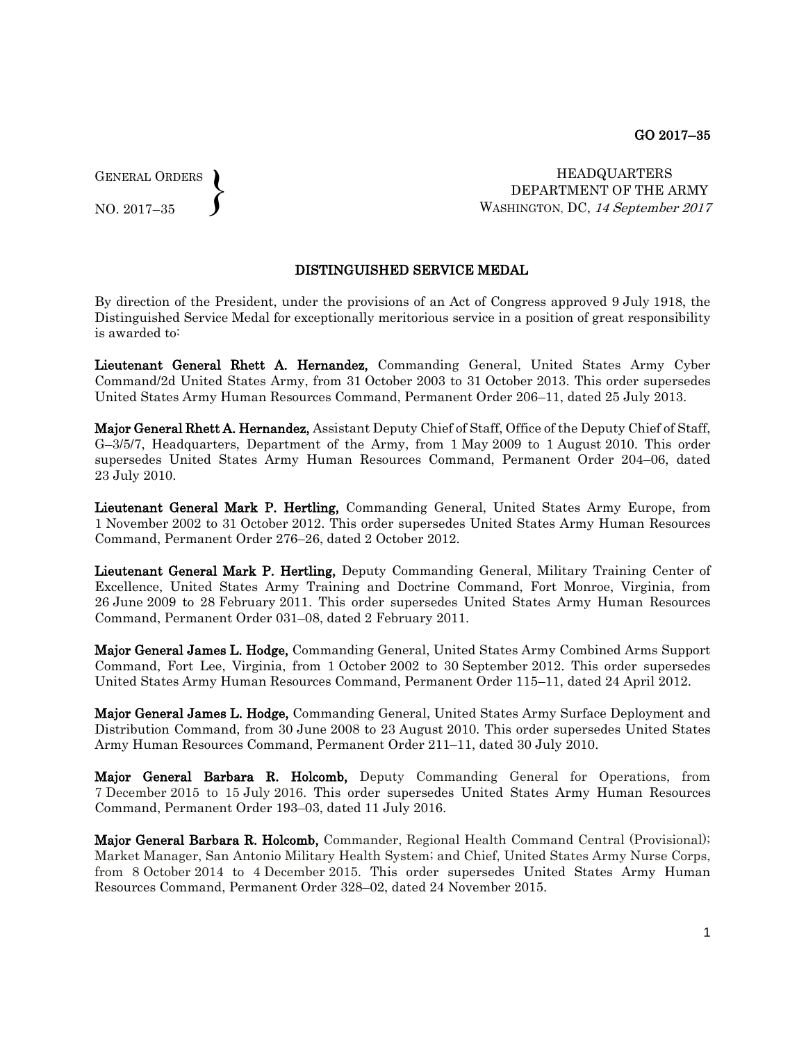GO 2017–35

GENERAL ORDERS
NO. 2017–35

HEADQUARTERS
DEPARTMENT OF THE ARMY
WASHINGTON, DC, *14 September 2017*

## DISTINGUISHED SERVICE MEDAL

By direction of the President, under the provisions of an Act of Congress approved 9 July 1918, the Distinguished Service Medal for exceptionally meritorious service in a position of great responsibility is awarded to:

**Lieutenant General Rhett A. Hernandez,** Commanding General, United States Army Cyber Command/2d United States Army, from 31 October 2003 to 31 October 2013. This order supersedes United States Army Human Resources Command, Permanent Order 206–11, dated 25 July 2013.

**Major General Rhett A. Hernandez,** Assistant Deputy Chief of Staff, Office of the Deputy Chief of Staff, G–3/5/7, Headquarters, Department of the Army, from 1 May 2009 to 1 August 2010. This order supersedes United States Army Human Resources Command, Permanent Order 204–06, dated 23 July 2010.

**Lieutenant General Mark P. Hertling,** Commanding General, United States Army Europe, from 1 November 2002 to 31 October 2012. This order supersedes United States Army Human Resources Command, Permanent Order 276–26, dated 2 October 2012.

**Lieutenant General Mark P. Hertling,** Deputy Commanding General, Military Training Center of Excellence, United States Army Training and Doctrine Command, Fort Monroe, Virginia, from 26 June 2009 to 28 February 2011. This order supersedes United States Army Human Resources Command, Permanent Order 031–08, dated 2 February 2011.

**Major General James L. Hodge,** Commanding General, United States Army Combined Arms Support Command, Fort Lee, Virginia, from 1 October 2002 to 30 September 2012. This order supersedes United States Army Human Resources Command, Permanent Order 115–11, dated 24 April 2012.

**Major General James L. Hodge,** Commanding General, United States Army Surface Deployment and Distribution Command, from 30 June 2008 to 23 August 2010. This order supersedes United States Army Human Resources Command, Permanent Order 211–11, dated 30 July 2010.

**Major General Barbara R. Holcomb,** Deputy Commanding General for Operations, from 7 December 2015 to 15 July 2016. This order supersedes United States Army Human Resources Command, Permanent Order 193–03, dated 11 July 2016.

**Major General Barbara R. Holcomb,** Commander, Regional Health Command Central (Provisional); Market Manager, San Antonio Military Health System; and Chief, United States Army Nurse Corps, from 8 October 2014 to 4 December 2015. This order supersedes United States Army Human Resources Command, Permanent Order 328–02, dated 24 November 2015.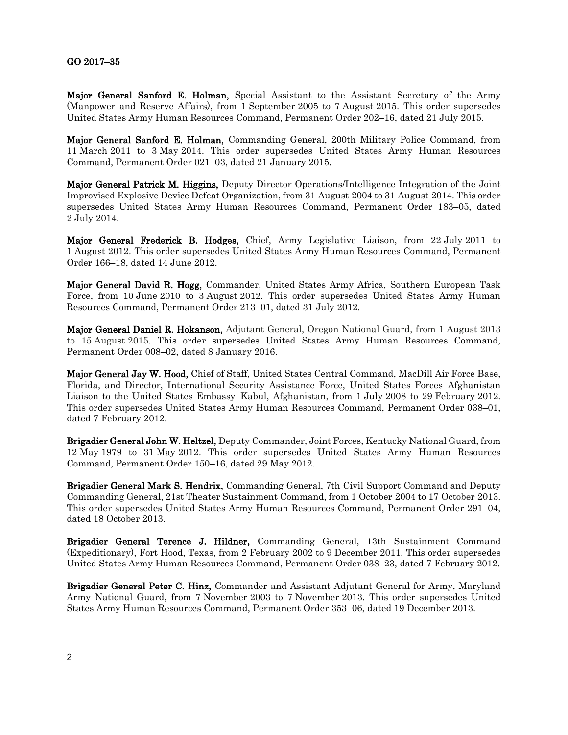**Major General Sanford E. Holman,** Special Assistant to the Assistant Secretary of the Army (Manpower and Reserve Affairs), from 1 September 2005 to 7 August 2015. This order supersedes United States Army Human Resources Command, Permanent Order 202–16, dated 21 July 2015.

**Major General Sanford E. Holman,** Commanding General, 200th Military Police Command, from 11 March 2011 to 3 May 2014. This order supersedes United States Army Human Resources Command, Permanent Order 021–03, dated 21 January 2015.

**Major General Patrick M. Higgins,** Deputy Director Operations/Intelligence Integration of the Joint Improvised Explosive Device Defeat Organization, from 31 August 2004 to 31 August 2014. This order supersedes United States Army Human Resources Command, Permanent Order 183–05, dated 2 July 2014.

**Major General Frederick B. Hodges,** Chief, Army Legislative Liaison, from 22 July 2011 to 1 August 2012. This order supersedes United States Army Human Resources Command, Permanent Order 166–18, dated 14 June 2012.

**Major General David R. Hogg,** Commander, United States Army Africa, Southern European Task Force, from 10 June 2010 to 3 August 2012. This order supersedes United States Army Human Resources Command, Permanent Order 213–01, dated 31 July 2012.

**Major General Daniel R. Hokanson,** Adjutant General, Oregon National Guard, from 1 August 2013 to 15 August 2015. This order supersedes United States Army Human Resources Command, Permanent Order 008–02, dated 8 January 2016.

**Major General Jay W. Hood,** Chief of Staff, United States Central Command, MacDill Air Force Base, Florida, and Director, International Security Assistance Force, United States Forces–Afghanistan Liaison to the United States Embassy–Kabul, Afghanistan, from 1 July 2008 to 29 February 2012. This order supersedes United States Army Human Resources Command, Permanent Order 038–01, dated 7 February 2012.

**Brigadier General John W. Heltzel,** Deputy Commander, Joint Forces, Kentucky National Guard, from 12 May 1979 to 31 May 2012. This order supersedes United States Army Human Resources Command, Permanent Order 150–16, dated 29 May 2012.

**Brigadier General Mark S. Hendrix,** Commanding General, 7th Civil Support Command and Deputy Commanding General, 21st Theater Sustainment Command, from 1 October 2004 to 17 October 2013. This order supersedes United States Army Human Resources Command, Permanent Order 291–04, dated 18 October 2013.

**Brigadier General Terence J. Hildner,** Commanding General, 13th Sustainment Command (Expeditionary), Fort Hood, Texas, from 2 February 2002 to 9 December 2011. This order supersedes United States Army Human Resources Command, Permanent Order 038–23, dated 7 February 2012.

**Brigadier General Peter C. Hinz,** Commander and Assistant Adjutant General for Army, Maryland Army National Guard, from 7 November 2003 to 7 November 2013. This order supersedes United States Army Human Resources Command, Permanent Order 353–06, dated 19 December 2013.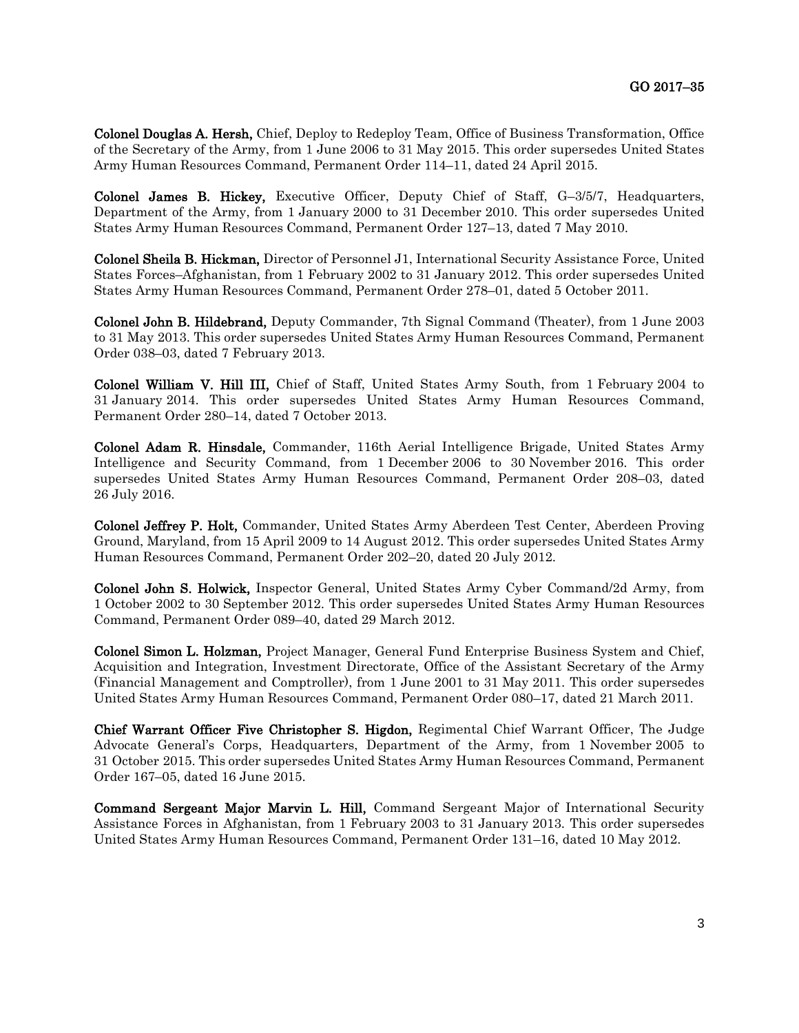**Colonel Douglas A. Hersh,** Chief, Deploy to Redeploy Team, Office of Business Transformation, Office of the Secretary of the Army, from 1 June 2006 to 31 May 2015. This order supersedes United States Army Human Resources Command, Permanent Order 114–11, dated 24 April 2015.

**Colonel James B. Hickey,** Executive Officer, Deputy Chief of Staff, G–3/5/7, Headquarters, Department of the Army, from 1 January 2000 to 31 December 2010. This order supersedes United States Army Human Resources Command, Permanent Order 127–13, dated 7 May 2010.

**Colonel Sheila B. Hickman,** Director of Personnel J1, International Security Assistance Force, United States Forces–Afghanistan, from 1 February 2002 to 31 January 2012. This order supersedes United States Army Human Resources Command, Permanent Order 278–01, dated 5 October 2011.

**Colonel John B. Hildebrand,** Deputy Commander, 7th Signal Command (Theater), from 1 June 2003 to 31 May 2013. This order supersedes United States Army Human Resources Command, Permanent Order 038–03, dated 7 February 2013.

**Colonel William V. Hill III,** Chief of Staff, United States Army South, from 1 February 2004 to 31 January 2014. This order supersedes United States Army Human Resources Command, Permanent Order 280–14, dated 7 October 2013.

**Colonel Adam R. Hinsdale,** Commander, 116th Aerial Intelligence Brigade, United States Army Intelligence and Security Command, from 1 December 2006 to 30 November 2016. This order supersedes United States Army Human Resources Command, Permanent Order 208–03, dated 26 July 2016.

**Colonel Jeffrey P. Holt,** Commander, United States Army Aberdeen Test Center, Aberdeen Proving Ground, Maryland, from 15 April 2009 to 14 August 2012. This order supersedes United States Army Human Resources Command, Permanent Order 202–20, dated 20 July 2012.

**Colonel John S. Holwick,** Inspector General, United States Army Cyber Command/2d Army, from 1 October 2002 to 30 September 2012. This order supersedes United States Army Human Resources Command, Permanent Order 089–40, dated 29 March 2012.

**Colonel Simon L. Holzman,** Project Manager, General Fund Enterprise Business System and Chief, Acquisition and Integration, Investment Directorate, Office of the Assistant Secretary of the Army (Financial Management and Comptroller), from 1 June 2001 to 31 May 2011. This order supersedes United States Army Human Resources Command, Permanent Order 080–17, dated 21 March 2011.

**Chief Warrant Officer Five Christopher S. Higdon,** Regimental Chief Warrant Officer, The Judge Advocate General's Corps, Headquarters, Department of the Army, from 1 November 2005 to 31 October 2015. This order supersedes United States Army Human Resources Command, Permanent Order 167–05, dated 16 June 2015.

**Command Sergeant Major Marvin L. Hill,** Command Sergeant Major of International Security Assistance Forces in Afghanistan, from 1 February 2003 to 31 January 2013. This order supersedes United States Army Human Resources Command, Permanent Order 131–16, dated 10 May 2012.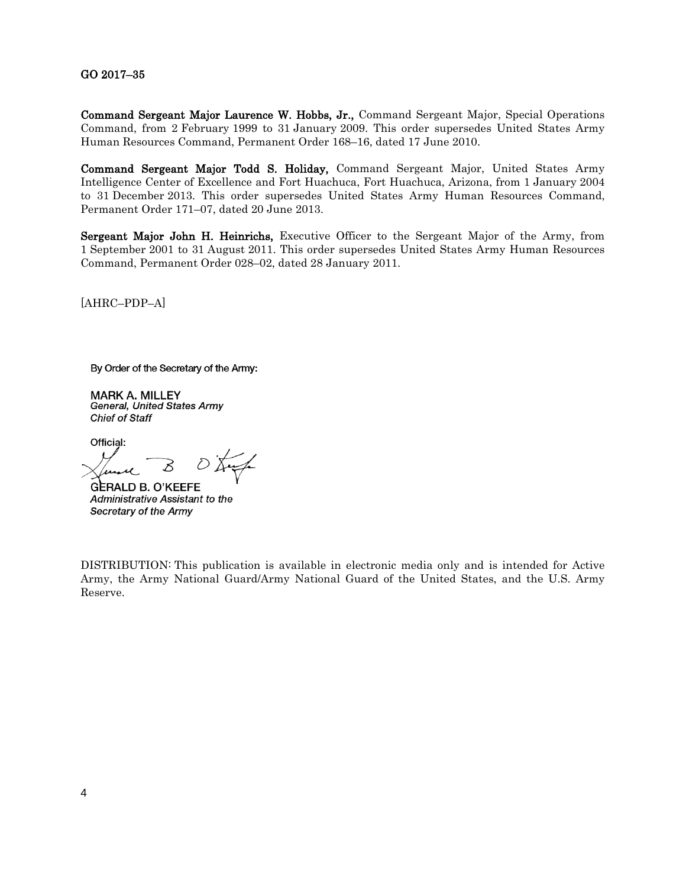**Command Sergeant Major Laurence W. Hobbs, Jr.,** Command Sergeant Major, Special Operations Command, from 2 February 1999 to 31 January 2009. This order supersedes United States Army Human Resources Command, Permanent Order 168–16, dated 17 June 2010.

**Command Sergeant Major Todd S. Holiday,** Command Sergeant Major, United States Army Intelligence Center of Excellence and Fort Huachuca, Fort Huachuca, Arizona, from 1 January 2004 to 31 December 2013. This order supersedes United States Army Human Resources Command, Permanent Order 171–07, dated 20 June 2013.

**Sergeant Major John H. Heinrichs,** Executive Officer to the Sergeant Major of the Army, from 1 September 2001 to 31 August 2011. This order supersedes United States Army Human Resources Command, Permanent Order 028–02, dated 28 January 2011.

[AHRC–PDP–A]

By Order of the Secretary of the Army:

MARK A. MILLEY
*General, United States Army*
*Chief of Staff*

Official:

GERALD B. O'KEEFE
*Administrative Assistant to the*
*Secretary of the Army*

DISTRIBUTION: This publication is available in electronic media only and is intended for Active Army, the Army National Guard/Army National Guard of the United States, and the U.S. Army Reserve.